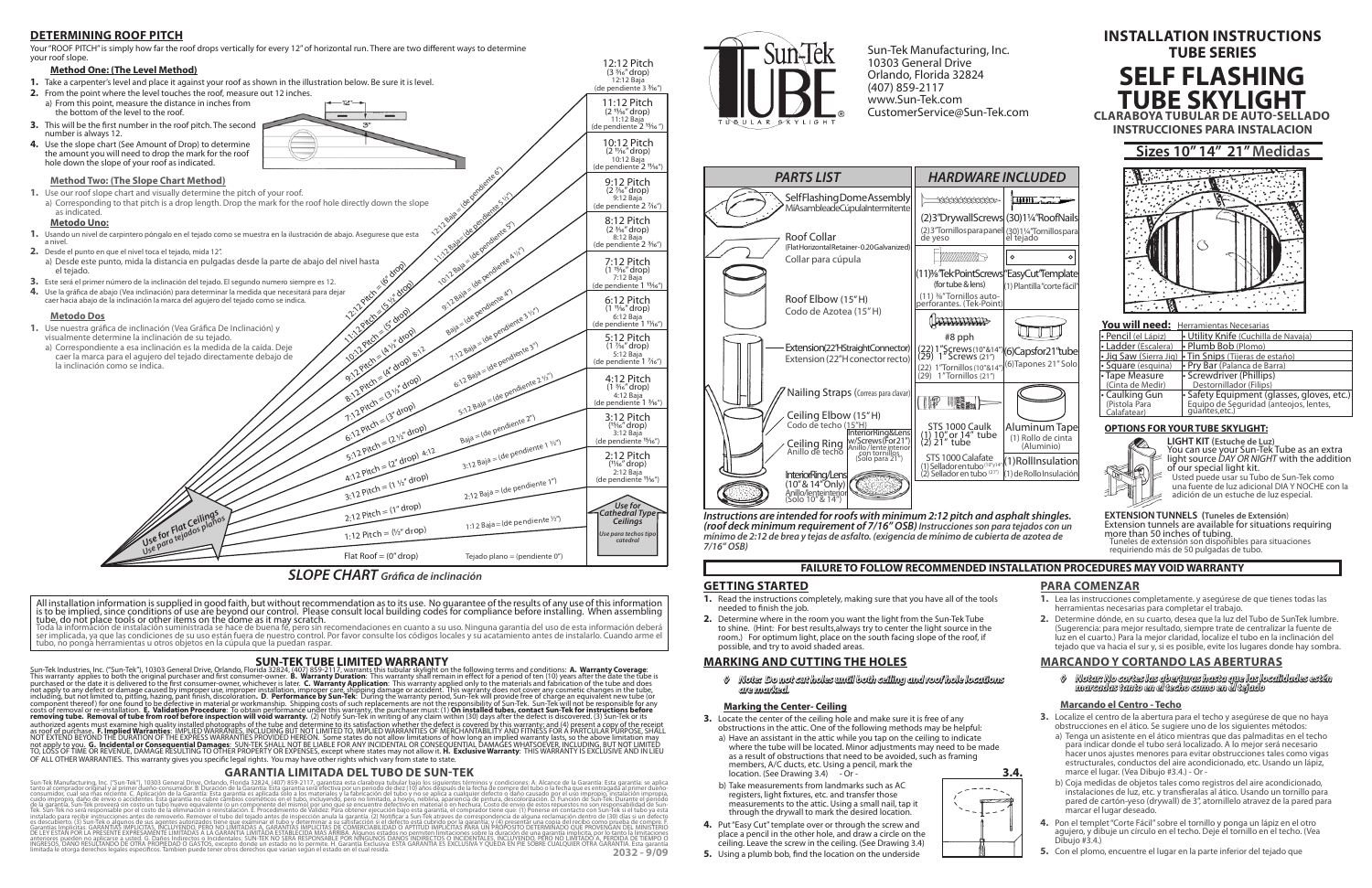## DETERMINING ROOF PITCH

Your "ROOF PITCH" is simply how far the roof drops vertically for every 12" of horizontal run. There are two different ways to determine your roof slope.

### Method One: (The Level Method)

1. Take a carpenter's level and place it against your roof as shown in the illustration below. Be sure it is level.
2. From the point where the level touches the roof, measure out 12 inches.
   a) From this point, measure the distance in inches from the bottom of the level to the roof.
3. This will be the first number in the roof pitch. The second number is always 12.
4. Use the slope chart (See Amount of Drop) to determine the amount you will need to drop the mark for the roof hole down the slope of your roof as indicated.

### Method Two: (The Slope Chart Method)

1. Use our roof slope chart and visually determine the pitch of your roof.
   a) Corresponding to that pitch is a drop length. Drop the mark for the roof hole directly down the slope as indicated.

### Metodo Uno:

1. Usando un nivel de carpintero póngalo en el tejado como se muestra en la ilustración de abajo. Asegurese que esta a nivel.
2. Desde el punto en que el nivel toca el tejado, mida 12".
   a) Desde este punto, mida la distancia en pulgadas desde la parte de abajo del nivel hasta el tejado.
3. Este será el primer número de la inclinación del tejado. El segundo numero siempre es 12.
4. Use la gráfica de abajo (Vea inclinación) para determinar la medida que necesitará para dejar caer hacia abajo de la inclinación la marca del agujero del tejado como se indica.

### Metodo Dos

1. Use nuestra gráfica de inclinación (Vea Gráfica De Inclinación) y visualmente determine la inclinación de su tejado.
   a) Correspondiente a esa inclinación es la medida de la caída. Deje caer la marca para el agujero del tejado directamente debajo de la inclinación como se indica.

| Pitch | Drop | Baja |
|---|---|---|
| 12:12 Pitch | (3 3/16" drop) | 12:12 Baja (de pendiente 3 3/16") |
| 11:12 Pitch | (2 15/16" drop) | 11:12 Baja (de pendiente 2 15/16") |
| 10:12 Pitch | (2 11/16" drop) | 10:12 Baja (de pendiente 2 11/16") |
| 9:12 Pitch | (2 7/16" drop) | 9:12 Baja (de pendiente 2 7/16") |
| 8:12 Pitch | (2 3/16" drop) | 8:12 Baja (de pendiente 2 3/16") |
| 7:12 Pitch | (1 15/16" drop) | 7:12 Baja (de pendiente 1 15/16") |
| 6:12 Pitch | (1 11/16" drop) | 6:12 Baja (de pendiente 1 11/16") |
| 5:12 Pitch | (1 7/16" drop) | 5:12 Baja (de pendiente 1 7/16") |
| 4:12 Pitch | (1 3/16" drop) | 4:12 Baja (de pendiente 1 3/16") |
| 3:12 Pitch | (15/16" drop) | 3:12 Baja (de pendiente 15/16") |
| 2:12 Pitch | (11/16" drop) | 2:12 Baja (de pendiente 11/16") |

Use for Cathedral Type Ceilings / Use para techos tipo catedral

12:12 Pitch = (6" drop) — 12:12 Baja = (de pendiente 6")
11:12 Pitch = (5 1/2" drop) — 11:12 Baja = (de pendiente 5 1/2")
10:12 Pitch = (5" drop) — 10:12 Baja = (de pendiente 5")
9:12 Pitch = (4 1/2" drop) — 9:12 Baja = (de pendiente 4 1/2")
8:12 Pitch = (4" drop) — Baja = (de pendiente 4")
7:12 Pitch = (3 1/2" drop) — 7:12 Baja = (de pendiente 3 1/2")
6:12 Pitch = (3" drop) — 6:12 Baja = (de pendiente 3")
5:12 Pitch = (2 1/2" drop) — 5:12 Baja = (de pendiente 2 1/2")
4:12 Pitch = (2" drop) — Baja = (de pendiente 2")
3:12 Pitch = (1 1/2" drop) — 3:12 Baja = (de pendiente 1 1/2")
2:12 Pitch = (1" drop) — 2:12 Baja = (de pendiente 1")
1:12 Pitch = (1/2" drop) — 1:12 Baja = (de pendiente 1/2")
Flat Roof = (0" drop) — Tejado plano = (pendiente 0")

Use for Flat Ceilings / Use para tejados planos

## SLOPE CHART *Gráfica de inclinación*

All installation information is supplied in good faith, but without recommendation as to its use. No guarantee of the results of any use of this information is to be implied, since conditions of use are beyond our control. Please consult local building codes for compliance before installing. When assembling tube, do not place tools or other items on the dome as it may scratch.
Toda la información de instalación suministrada se hace de buena fe, pero sin recomendaciones en cuanto a su uso. Ninguna garantía del uso de esta información deberá ser implicada, ya que las condiciones de su uso están fuera de nuestro control. Por favor consulte los códigos locales y su acatamiento antes de instalarlo. Cuando arme el tubo, no ponga herramientas u otros objetos en la cúpula que la puedan raspar.

## SUN-TEK TUBE LIMITED WARRANTY

Sun-Tek Industries, Inc. ("Sun-Tek"), 10303 General Drive, Orlando, Florida 32824, (407) 859-2117, warrants this tubular skylight on the following terms and conditions: **A. Warranty Coverage**: This warranty applies to both the original purchaser and first consumer-owner. **B. Warranty Duration**: This warranty shall remain in effect for a period of ten (10) years after the date the tube is purchased or the date it is delivered to the first consumer-owner, whichever is later. **C. Warranty Application**: This warranty applies only to the materials and fabrication of the tube and does not apply to any defect or damage caused by improper use, improper installation, improper care, shipping damage or accident. This warranty does not cover any cosmetic changes in the tube, including, but not limited to, pitting, hazing, paint finish, discoloration. **D. Performance by Sun-Tek**: During the warranty period, Sun-Tek will provide free of charge an equivalent new tube (or component thereof) for one found to be defective in material or workmanship. Shipping costs of such replacements are not the responsibility of Sun-Tek. Sun-Tek will not be responsible for any costs of removal or re-installation. **E. Validation Procedure**: To obtain performance under this warranty, the purchaser must: (1) **On installed tubes, contact Sun-Tek for instructions before removing tube. Removal of tube from roof before inspection will void warranty.** (2) Notify Sun-Tek in writing of any claim within thirty (30) days after the defect is discovered. (3) Sun-Tek or its authorized agents must examine high quality installed photographs of the tube and determine to its satisfaction whether the defect is covered by this warranty; and (4) present a copy of the receipt as proof of purchase. **F. Implied Warranties**: IMPLIED WARRANTIES, INCLUDING BUT NOT LIMITED TO, IMPLIED WARRANTIES OF MERCHANTABILITY AND FITNESS FOR A PARTICULAR PURPOSE, SHALL NOT EXTEND BEYOND THE DURATION OF THE EXPRESS WARRANTIES PROVIDED HEREON. Some states do not allow limitations of how long an implied warranty lasts, so the above limitation may not apply to you. **G. Incidental or Consequential Damages**: SUN-TEK SHALL NOT BE LIABLE FOR ANY INCIDENTAL OR CONSEQUENTIAL DAMAGES WHATSOEVER, INCLUDING, BUT NOT LIMITED TO, LOSS OF TIME OR REVENUE, DAMAGE RESULTING TO OTHER PROPERTY OR EXPENSES, except where states may not allow it. **H. Exclusive Warranty**: THIS WARRANTY IS EXCLUSIVE AND IN LIEU OF ALL OTHER WARRANTIES. This warranty gives you specific legal rights. You may have other rights which vary from state to state.

## GARANTIA LIMITADA DEL TUBO DE SUN-TEK

Sun-Tek Manufacturing, Inc. ("Sun-Tek"), 10303 General Drive, Orlando, Florida 32824, (407) 859-2117, garantiza esta claraboya tubular bajo los siguientes términos y condiciones: A. Alcance de la Garantía: Esta garantía: se aplica tanto al comprador original y al primer dueño-consumidor. B. Duración de la Garantía: Esta garantía será efectiva por un periodo de diez (10) años después de la fecha de compra del tubo o la fecha que es entregado al primer dueño-consumidor, cualquiera que sea más reciente. C. Aplicación de la Garantía: Esta garantía es aplicada sólo a los materiales y la fabricación del tubo y no se aplica a cualquier defecto o daño causado por el uso impropio, instalación impropia, cuido impropio, daño de envío o accidentes. Esta garantía no cubre cambios cosméticos en el tubo, incluyendo, pero no limitado, a hoyos, neblina, apariencia de pintura, descoloración. D. Función de Sun-Tek: Durante el periodo de la garantía, Sun-Tek proveerá sin costo un tubo nuevo equivalente (o un componente del mismo) por uno que se encuentre defectuoso en material o en hechura. Costo de envío de estos repuestos no son responsabilidad de Sun-Tek. Sun-Tek no será responsable por el costo de la eliminación o reinstalación. E. Procedimiento de Validez: Para obtener ejecución bajo esta garantía, el comprador tiene que: (1) Ponerse en contacto con Sun-Tek si el tubo ya está instalado para recibir instrucciones antes de removerlo. Remover el tubo del tejado antes de inspección anula la garantía. (2) Notificar a Sun-Tek através de correspondencia de alguna reclamación dentro de (30) días si un defecto es descubierto. (3) Sun-Tek o algunos de sus agentes autorizados tiene que examinar el tubo y determinar a su satisfacción si el defecto está cubierto por la garantía; y (4) presentar una copia del recibo como prueba de compra. F. Garantías Implícitas: GARANTIAS IMPLICITAS, INCLUYENDO, PERO NO LIMITADAS A, GARANTIAS IMPLICITAS DE COMERCIABILIDAD O APTITUD IMPLICITAS PARA UN PROPOSITO DETERMINADO QUE PROVENGAN DEL MINISTERIO DE LEY ESTAN POR LA PRESENTE EXPRESAMENTE LIMITADAS A LA GARANTIA LIMITADA ESTABLECIDA MAS ARRIBA. Algunos estados no permiten limitaciones sobre la duración de una garantía implícita, por lo tanto la limitaciones anteriores pueden no aplicarse a usted. G. Daños Indirectos o Incidentales: SUN-TEK NO SERÁ RESPONSABLE POR NINGUNOS DAÑOS INDIRECTOS O INCIDENTALES, INCLUYENDO, PERO NO LIMITADO A, PERDIDAS DE TIEMPO O INGRESOS, DAÑO RESULTANDO DE OTRA PROPIEDAD O GASTOS, excepto donde un estado no lo permite. H. Garantía Exclusiva: ESTA GARANTIA ES EXCLUSIVA Y QUEDA EN PIE SOBRE CUALQUIER OTRA GARANTIA. Esta garantía limitada le otorga derechos legales específicos. También puede tener otros derechos que varían según el estado en el cual reside.

2032 - 9/09

---

Sun-Tek Manufacturing, Inc.
10303 General Drive
Orlando, Florida 32824
(407) 859-2117
www.Sun-Tek.com
CustomerService@Sun-Tek.com

# INSTALLATION INSTRUCTIONS
## TUBE SERIES
# SELF FLASHING TUBE SKYLIGHT
**CLARABOYA TUBULAR DE AUTO-SELLADO**
**INSTRUCCIONES PARA INSTALACION**

## Sizes 10" 14" 21" Medidas

| PARTS LIST | HARDWARE INCLUDED | |
|---|---|---|
| Self Flashing Dome Assembly / Mi Asamblea de Cúpula Intermitente | (2) 3" Drywall Screws / (2) 3" Tornillos para panel de yeso | (30) 1¼" Roof Nails / (30) 1¼" Tornillos para el tejado |
| Roof Collar (Flat Horizontal Retainer - 0.20 Galvanized) / Collar para cúpula | (11) ⅜" Tek Point Screws (for tube & lens) / (11) ⅜" Tornillos auto-perforantes. (Tek-Point) | "Easy Cut" Template / (1) Plantilla "corte fácil" |
| Roof Elbow (15" H) / Codo de Azotea (15" H) | #8 pph | |
| Extension (22" H Straight Connector) / Extension (22" H conector recto) | (22) 1" Screws (10" & 14") (29) 1" Screws (21") / (22) 1" Tornillos (10" & 14") (29) 1" Tornillos (21") | (6) Caps for 21" tube / (6) Tapones 21" Solo |
| Nailing Straps (Correas para clavar) | | |
| Ceiling Elbow (15" H) / Codo de techo (15" H) | Interior Ring & Lens w/Screws (For 21") / Anillo / lente interior con tornillos (solo para 21") | |
| Ceiling Ring / Anillo de techo | STS 1000 Caulk (1) 10" or 14" tube (2) 21" tube / STS 1000 Calafate (1) Sellador en tubo (10" y 14") (2) Sellador en tubo (21") | Aluminum Tape (1) Roll / (1) Rollo de cinta (Aluminio) |
| Interior Ring / Lens (10" & 14" Only) / Anillo / lente interior (Solo 10" & 14") | | (1) Roll Insulation / (1) de Rollo Insulación |

***Instructions are intended for roofs with minimum 2:12 pitch and asphalt shingles. (roof deck minimum requirement of 7/16" OSB)*** *Instrucciones son para tejados con un mínimo de 2:12 de brea y tejas de asfalto. (exigencia de mínimo de cubierta de azotea de 7/16" OSB)*

### You will need: Herramientas Necesarias

| | |
|---|---|
| • Pencil (el Lápiz) | • Utility Knife (Cuchilla de Navaja) |
| • Ladder (Escalera) | • Plumb Bob (Plomo) |
| • Jig Saw (Sierra Jig) | • Tin Snips (Tijeras de estaño) |
| • Square (esquina) | • Pry Bar (Palanca de Barra) |
| • Tape Measure (Cinta de Medir) | • Screwdriver (Phillips) Destornillador (Filips) |
| • Caulking Gun (Pistola Para Calafatear) | • Safety Equipment (glasses, gloves, etc.) Equipo de Seguridad (anteojos, lentes, guantes, etc.) |

### OPTIONS FOR YOUR TUBE SKYLIGHT:

**LIGHT KIT (Estuche de Luz)**
You can use your Sun-Tek Tube as an extra light source *DAY OR NIGHT* with the addition of our special light kit.
Usted puede usar su Tube de Sun-Tek como una fuente de luz adicional DIA Y NOCHE con la adición de un estuche de luz especial.

**EXTENSION TUNNELS (Tuneles de Extensión)**
Extension tunnels are available for situations requiring more than 50 inches of tubing.
Tuneles de extensión son disponibles para situaciones requiriendo más de 50 pulgadas de tubo.

**FAILURE TO FOLLOW RECOMMENDED INSTALLATION PROCEDURES MAY VOID WARRANTY**

## GETTING STARTED

1. Read the instructions completely, making sure that you have all of the tools needed to finish the job.
2. Determine where in the room you want the light from the Sun-Tek Tube to shine. (Hint: For best results, always try to center the light source in the room.) For optimum light, place on the south facing slope of the roof, if possible, and try to avoid shaded areas.

## MARKING AND CUTTING THE HOLES

◊ ***Note: Do not cut holes until both ceiling and roof hole locations are marked.***

**Marking the Center- Ceiling**

3. Locate the center of the ceiling hole and make sure it is free of any obstructions in the attic. One of the following methods may be helpful:
   a) Have an assistant in the attic while you tap on the ceiling to indicate where the tube will be located. Minor adjustments may need to be made as a result of obstructions that need to be avoided, such as framing members, A/C ducts, etc. Using a pencil, mark the location. (See Drawing 3.4) - Or -
   b) Take measurements from landmarks such as AC registers, light fixtures, etc. and transfer those measurements to the attic. Using a small nail, tap it through the drywall to mark the desired location.
4. Put "Easy Cut" template over through the screw and place a pencil in the other hole, and draw a circle on the ceiling. Leave the screw in the ceiling. (See Drawing 3.4)
5. Using a plumb bob, find the location on the underside

3.4.

## PARA COMENZAR

1. Lea las instrucciones completamente. y asegúrese de que tienes todas las herramientas necesarias para completar el trabajo.
2. Determine dónde, en su cuarto, desea que la luz del Tubo de SunTek lumbre. (Sugerencia: para mejor resultado, siempre trate de centralizar la fuente de luz en el cuarto.) Para la mejor claridad, localize el tubo en la inclinación del tejado que va hacia el sur y, si es posible, evite los lugares donde hay sombra.

## MARCANDO Y CORTANDO LAS ABERTURAS

◊ ***Notar: No cortes las aberturas hasta que las localidades estén marcadas tanto en el techo como en el tejado***

**Marcando el Centro - Techo**

3. Localize el centro de la abertura para el techo y asegúrese de que no haya obstrucciones en el ático. Se sugiere uno de los siguientes métodos:
   a) Tenga un asistente en el ático mientras que das palmaditas en el techo para indicar dónde el tubo será localizado. A lo mejor será necesario hacer unos ajustes menores para evitar obstrucciones tales como vigas estructurales, conductos del aire acondicionado, etc. Usando un lápiz, marce el lugar. (Vea Dibujo #3.4.) - Or -
   b) Coja medidas de objetos tales como registros del aire acondicionado, instalaciones de luz, etc. y transfiéralas al ático. Usando un tornillo para pared de cartón-yeso (drywall) de 3", atornillelo atravez de la pared para marcar el lugar deseado.
4. Pon el templet "Corte Fácil" sobre el tornillo y ponga un lápiz en el otro agujero, y dibuje un círculo en el techo. Deje el tornillo en el techo. (Vea Dibujo #3.4.)
5. Con el plomo, encuentre el lugar en la parte inferior del tejado que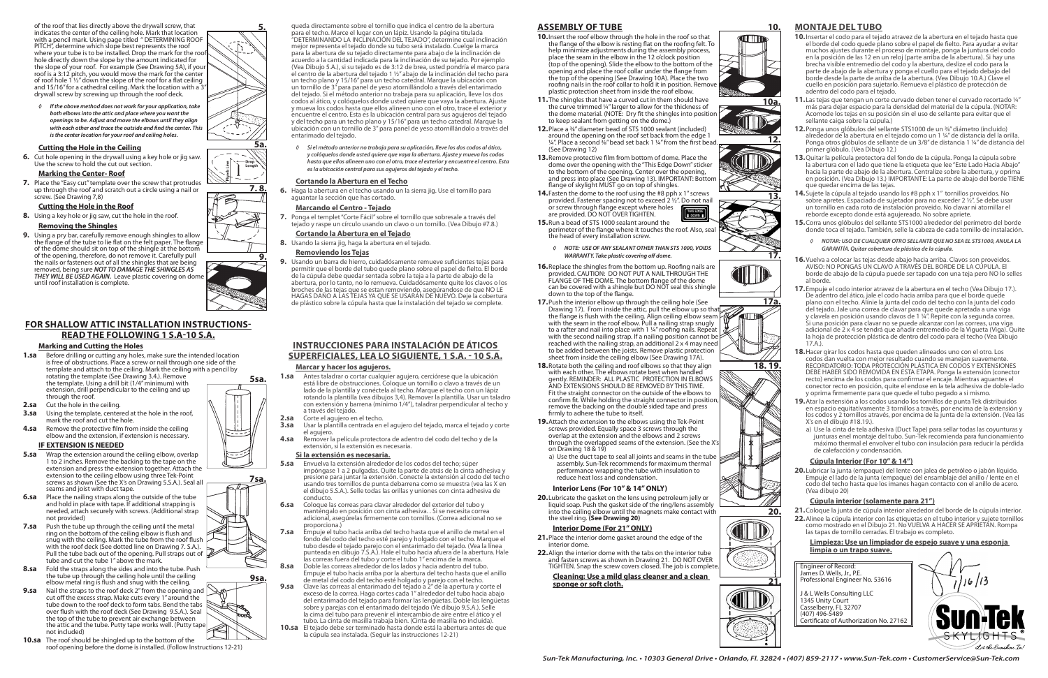of the roof that lies directly above the drywall screw, that indicates the center of the ceiling hole. Mark that location with a pencil mark. Using page titled " DETERMINING ROOF PITCH", determine which slope best represents the roof where your tube is to be installed. Drop the mark for the roof hole directly down the slope by the amount indicated for the slope of your roof. For example (See Drawing 5A), if your roof is a 3:12 pitch, you would move the mark for the center of roof hole 1 ½" down the slope of the roof for a flat ceiling and 15/16" for a cathedral ceiling. Mark the location with a 3" drywall screw by screwing up through the roof deck.

◊ *If the above method does not work for your application, take both elbows into the attic and place where you want the openings to be. Adjust and move the elbows until they align with each other and trace the outside and find the center. This is the center location for your roof and ceiling holes.*

### Cutting the Hole in the Ceiling

**6.** Cut hole opening in the drywall using a key hole or jig saw. Use the screw to hold the cut out section.

### Marking the Center- Roof

**7.** Place the "Easy cut" template over the screw that protrudes up through the roof and scratch out a circle using a nail or screw. (See Drawing 7,8)

### Cutting the Hole in the Roof

**8.** Using a key hole or jig saw, cut the hole in the roof.

### Removing the Shingles

**9.** Using a pry bar, carefully remove enough shingles to allow the flange of the tube to lie flat on the felt paper. The flange of the dome should sit on top of the shingle at the bottom of the opening, therefore, do not remove it. Carefully pull the nails or fasteners out of all the shingles that are being removed, being sure *NOT TO DAMAGE THE SHINGLES AS THEY WILL BE USED AGAIN.* Leave plastic covering on dome until roof installation is complete.

5. 5a. Drop Length 7. 8. 9.

## FOR SHALLOW ATTIC INSTALLATION INSTRUCTIONS- READ THE FOLLOWING 1 S.A-10 S.A.

### Marking and Cutting the Holes

**1.sa** Before drilling or cutting any holes, make sure the intended location is free of obstructions. Place a screw or nail through one side of the template and attach to the ceiling. Mark the ceiling with a pencil by rotating the template (See Drawing 3.4.). Remove the template. Using a drill bit (1/4" minimum) with extension, drill perpendicular to the ceiling and up through the roof.

**2.sa** Cut the hole in the ceiling.

**3.sa** Using the template, centered at the hole in the roof, mark the roof and cut the hole.

**4.sa** Remove the protective film from inside the ceiling elbow and the extension, if extension is necessary.

### IF EXTENSION IS NEEDED

**5.sa** Wrap the extension around the ceiling elbow, overlap 1 to 2 inches. Remove the backing to the tape on the extension and press the extension together. Attach the extension to the ceiling elbow using three Tek-Point screws as shown (See the X's on Drawing 5.S.A.). Seal all seams and joist with duct tape.

**6.sa** Place the nailing straps along the outside of the tube and hold in place with tape. If additional strapping is needed, attach securely with screws. (Additional strap not provided)

**7.sa** Push the tube up through the ceiling until the metal ring on the bottom of the ceiling elbow is flush and snug with the ceiling. Mark the tube from the roof flush with the roof deck (See dotted line on Drawing 7. S.A.). Pull the tube back out of the opening. Pull straps out of tube and cut the tube 1" above the mark.

**8.sa** Fold the straps along the sides and into the tube. Push the tube up through the ceiling hole until the ceiling elbow metal ring is flush and snug with the ceiling.

**9.sa** Nail the straps to the roof deck 2" from the opening and cut off the excess strap. Make cuts every 1" around the tube down to the roof deck to form tabs. Bend the tabs over flush with the roof deck (See Drawing 9.S.A.). Seal the top of the tube to prevent air exchange between the attic and the tube. Putty tape works well. (Putty tape not included)

**10.sa** The roof should be shingled up to the bottom of the roof opening before the dome is installed. (Follow Instructions 12-21)

5sa. 7sa. 9sa.

queda directamente sobre el tornillo que indica el centro de la abertura para el techo. Marce el lugar con un lápiz. Usando la página titulada "DETERMINANDO LA INCLINACIÓN DEL TEJADO", determine cual inclinación mejor representa el tejado donde su tubo será instalado. Cuelge la marca para la abertura de su tejado directamente para abajo de la inclinación de acuerdo a la cantidad indicada para la inclinación de su tejado. Por ejemplo (Vea Dibujo 5.A.), si su tejado es de 3:12 de brea, usted pondría el marco para el centro de la abertura del tejado 1 ½" abajo de la inclinación del techo para un techo plano y 15/16" para un techo catedral. Marque la ubicación con un tornillo de 3" para panel de yeso atornillándolo a través del entarimado del tejado. Si el método anterior no trabaja para su aplicación, lleve los dos codos al ático, y colóquelos donde usted quiere que vaya la abertura. Ajuste y mueva los codos hasta que ellos alineen uno con el otro, trace el exterior y encuentre el centro. Esta es la ubicación central para sus agujeros del tejado y del techo para un techo plano y 15/16" para un techo catedral. Marque la ubicación con un tornillo de 3" para panel de yeso atornillándolo a través del entarimado del tejado.

◊ *Si el método anterior no trabaja para su aplicación, lleve los dos codos al ático, y colóquelos donde usted quiere que vaya la abertura. Ajuste y mueva los codos hasta que ellos alineen uno con el otro, trace el exterior y encuentre el centro. Esta es la ubicación central para sus agujeros del tejado y el techo.*

### Cortando la Abertura en el Techo

**6.** Haga la abertura en el techo usando un la sierra jig. Use el tornillo para aguantar la sección que has cortado.

### Marcando el Centro - Tejado

**7.** Ponga el templet "Corte Fácil" sobre el tornillo que sobresale a través del tejado y raspe un circulo usando un clavo o un tornillo. (Vea Dibujo #7.8.)

### Cortando la Abertura en el Tejado

**8.** Usando la sierra jig, haga la abertura en el tejado.

### Removiendo los Tejas

**9.** Usando un barra de hierro, cuidadósamente remueve suficientes tejas para permitir que el borde del tubo quede plano sobre el papel de fieltro. El borde de la cúpula debe quedar sentada sobre la teja a la parte de abajo de la abertura, por lo tanto, no lo remueva. Cuidadósamente quite los clavos o los broches de las tejas que se estan removiendo, asegurándose de que NO LE HAGAS DAÑO A LAS TEJAS YA QUE SE USARÁN DE NUEVO. Deje la cobertura de plástico sobre la cúpula hasta que la instalación del tejado se complete.

## INSTRUCCIONES PARA INSTALACIÓN DE ÁTICOS SUPERFICIALES, LEA LO SIGUIENTE, 1 S.A. - 10 S.A.

### Marcar y hacer los agujeros.

**1.sa** Antes taladrar o cortar cualquier agujero, cerciórese que la ubicación está libre de obstrucciones. Coloque un tornillo o clavo a través de un lado de la plantilla y conécta al techo. Marque el techo con un lápiz rotando la plantilla (vea dibujos 3,4). Remover la plantilla. Usar un taladro con extensión y barrena (mínimo 1/4"), taladrar perpendicular al techo y a través del tejado.

**2.sa** Corte el agujero en el techo.

**3.sa** Usar la plantilla centrada en el agujero del tejado, marca el tejado y corte el agujero.

**4.sa** Remover la película protectora de adentro del codo del techo y de la extensión, si la extensión es necesaria.

### Si la extensión es necesaria.

**5.sa** Envuelva la extensión alrededor de los codos del techo; súper impóngase 1 a 2 pulgadas. Quite la parte de atrás de la cinta adhesiva y presione para juntar la extensión. Conecte la extensión al codo del techo usando tres tornillos de punta debarrena como se muestra (vea las X en el dibujo 5.S.A.). Selle todas las orillas y uniones con cinta adhesiva de conducto.

**6.sa** Coloque las correas para clavar alrededor del exterior del tubo y manténgalo en posición con cinta adhesiva. . Si se necesita correa adicional, asegúrelas firmemente con tornillos. (Correa adicional no se proporciona.)

**7.sa** Empuje el tubo hacia arriba del techo hasta que el anillo de metal en el fondo del codo del techo esté parejo y holgado con el techo. Marque el tubo desde el tejado parejo con el entarimado del tejado. (Vea la línea punteada en dibujo 7.S.A.). Hale el tubo hacia afuera de la abertura. Hale las correas fuera del tubo y corte el tubo 1" encima de la marca.

**8.sa** Doble las correas alrededor de los lados y hacia adentro del tubo. Empuje el tubo hacia arriba por la abertura del techo hasta que el anillo de metal del codo del techo esté holgado y parejo con el techo.

**9.sa** Clave las correas al entarimado del tejado a 2" de la abertura y corte el exceso de la correa. Haga cortes cada 1" alrededor del tubo hacia abajo del entarimado del tejado para formar las lengüetas. Doble las lengüetas sobre y parejas con el entarimado del tejado (Vé Dibujo 9.S.A.). Selle la cima del tubo para prevenir el intercambio de aire entre el ático y el tubo. La cinta de masilla trabaja bien. (Cinta de masilla no incluida).

**10.sa** El tejado debe ser terminado hasta donde está la abertura antes de que la cúpula sea instalada. (Seguir las instrucciones 12-21)

## ASSEMBLY OF TUBE

**10.** Insert the roof elbow through the hole in the roof so that the flange of the elbow is resting flat on the roofing felt. To help minimize adjustments during the assembly process, place the seam in the elbow in the 12 o'clock position (top of the opening). Slide the elbow to the bottom of the opening and place the roof collar under the flange from the top of the opening (See Drawing 10A). Place the two roofing nails in the roof collar to hold it in position. Remove plastic protection sheet from inside the roof elbow.

**11.** The shingles that have a curved cut in them should have the curve trimmed ¼" larger to allow for the thickness of the dome material. (NOTE: Dry fit the shingles into position to keep sealant from getting on the dome.)

**12.** Place a ⅜" diameter bead of STS 1000 sealant (included) around the opening on the roof set back from the edge 1 ¼". Place a second ⅜" bead set back 1 ¼" from the first bead. (See Drawing 12)

**13.** Remove protective film from bottom of dome. Place the dome over the opening with the "This Edge Down" sticker to the bottom of the opening. Center over the opening, and press into place (See Drawing 13). IMPORTANT: Bottom flange of skylight MUST go on top of shingles.

**14.** Fasten the dome to the roof using the #8 pph x 1" screws provided. Fastener spacing not to exceed 2 ½". Do not nail or screw through flange except where holes are provided. DO NOT OVER TIGHTEN.

**15.** Run a bead of STS 1000 sealant around the perimeter of the flange where it touches the roof. Also, seal the head of every installation screw.

◊ *NOTE: USE OF ANY SEALANT OTHER THAN STS 1000, VOIDS WARRANTY. Take plastic covering off dome.*

**16.** Replace the shingles from the bottom up. Roofing nails are provided. CAUTION: DO NOT PUT A NAIL THROUGH THE FLANGE OF THE DOME. The bottom flange of the dome can be covered with a shingle but DO NOT seal this shingle down to the top of the flange.

**17.** Push the interior elbow up through the ceiling hole (See Drawing 17). From inside the attic, pull the elbow up so that the flange is flush with the ceiling. Align ceiling elbow seam with the seam in the roof elbow. Pull a nailing strap snugly to a rafter and nail into place with 1 ¼" roofing nails. Repeat with the second nailing strap. If a nailing position cannot be reached with the nailing strap, an additional 2 x 4 may need to be added between the joists. Remove plastic protection sheet from inside the ceiling elbow (See Drawing 17A).

**18.** Rotate both the ceiling and roof elbows so that they align with each other. The elbows rotate best when handled gently. REMINDER: ALL PLASTIC PROTECTION IN ELBOWS AND EXTENSIONS SHOULD BE REMOVED BY THIS TIME. Fit the straight connector on the outside of the elbows to confirm fit. While holding the straight connector in position, remove the backing on the double sided tape and press firmly to adhere the tube to itself.

**19.** Attach the extension to the elbows using the Tek-Point screws provided. Equally space 3 screws through the overlap at the extension and the elbows and 2 screws through the overlapped seams of the extension. (See the X's on Drawing 18 & 19)

a) Use the duct tape to seal all joints and seams in the tube assembly. Sun-Tek recommends for maximum thermal performance wrapping the tube with insulation to reduce heat loss and condensation.

### Interior Lens (For 10" & 14" ONLY)

**20.** Lubricate the gasket on the lens using petroleum jelly or liquid soap. Push the gasket side of the ring/lens assembly into the ceiling elbow until the magnets make contact with the steel ring. **(See Drawing 20)**

### Interior Dome (For 21" ONLY)

**21.** Place the interior dome gasket around the edge of the interior dome.

**22.** Align the interior dome with the tabs on the interior tube and fasten screws as shown in Drawing 21. DO NOT OVER TIGHTEN. Snap the screw covers closed. The job is complete.

**Cleaning: Use a mild glass cleaner and a clean sponge or soft cloth.**

10. 10a. 12. 13. THIS EDGE DOWN 17. 17a. 18. 19. 20. 21.

## MONTAJE DEL TUBO

**10.** Insertar el codo para el tejado atravez de la abertura en el tejado hasta que el borde del codo quede plano sobre el papel de fielto. Para ayudar a evitar muchos ajustes durante el proceso de montaje, ponga la juntura del codo en la posición de las 12 en un reloj (parte arriba de la abertura). Si hay una brecha visible entremedio del codo y la abertura, deslize el codo para la parte de abajo de la abertura y ponga el cuello para el tejado debajo del borde desde la parte de arriba de la abertura. (Vea Dibujo 10.A.) Clave el cuello en posición para sujetarlo. Remueva el plástico de protección de adentro del codo para el tejado.

**11.** Las tejas que tengan un corte curvado deben tener el curvado recortado ¼" más para dejar espacio para la densidad del material de la cúpula. (NOTAR: Acomode los tejas en su posición sin el uso de sellante para evitar que el sellante caiga sobre la cúpula.)

**12.** Ponga unos glóbulos del sellante STS1000 de un ⅜" diámetro (incluido) alrededor de la abertura en el tejado como un 1 ¼" de distancia del la orilla. Ponga otros glóbulos de sellante de un 3/8" de distancia 1 ¼" de distancia del primer glóbulo. (Vea Dibujo 12.)

**13.** Quitar la película protectora del fondo de la cúpula. Ponga la cúpula sobre la abertura con el lado que tiene la etiqueta que lee "Este Lado Hacia Abajo" hacia la parte de abajo de la abertura. Centralize sobre la abertura, y oprima en posición. (Vea Dibujo 13.) IMPORTANTE: La parte de abajo del borde TIENE que quedar encima de las tejas.

**14.** Sujete la cúpula al tejado usando los #8 pph x 1" tornillos proveidos. No sobre apretes. Espaciado de sujetador para no exceder 2 ½". Se debe usar un tornillo en cada roto de instalación proveido. No clavar ni atornillar el reborde excepto donde está agujereado. No sobre apriete.

**15.** Corra unos glóbulos del sellante STS1000 alrededor del perímetro del borde donde toca el tejado. También, selle la cabeza de cada tornillo de instalación.

◊ *NOTAR: USO DE CUALQUIER OTRO SELLANTE QUE NO SEA EL STS1000, ANULA LA GARANTÍA. Quitar cobertura de plástico de la cúpula.*

**16.** Vuelva a colocar las tejas desde abajo hacia arriba. Clavos son proveidos. AVISO: NO PONGAS UN CLAVO A TRAVÉS DEL BORDE DE LA CÚPULA. El borde de abajo de la cúpula puede ser tapado con una teja pero NO lo selles al borde.

**17.** Empuje el codo interior atravez de la abertura en el techo (Vea Dibujo 17.). De adentro del ático, jale el codo hacia arriba para que el borde quede plano con el techo. Alínie la junta del codo del techo con la junta del codo del tejado. Jale una correa de clavar para que quede apretada a una viga y clavela en posición usando clavos de 1 ¼". Repite con la segunda correa. Si una posición para clavar no se puede alcanzar con las correas, una viga adicional de 2 x 4 se tendrá que añadir entremedio de la Vigueta (Viga). Quite la hoja de protección plástica de dentro del codo para el techo (Vea Dibujo 17.A.).

**18.** Hacer girar los codos hasta que queden alineados uno con el otro. Los codos dan vuelta con mejor resultado cuando se manejan suavemente. RECORDATORIO: TODA PROTECCIÓN PLÁSTICA EN CODOS Y EXTENSIONES DEBE HABER SIDO REMOVIDA EN ESTA ETAPA. Ponga la extensión (conector recto) encima de los codos para confirmar el encaje. Mientras aguantes el conector recto en posición, quite el endose en la tela adhesiva de doble-lado y oprima firmemente para que quede el tubo pegado a si mismo.

**19.** Atar la extensión a los codos usando los tornillos de punta Tek distribuidos en espacio equitativamente 3 tornillos a través, por encima de la extensión y los codos y 2 tornillos através, por encima de la junta de la extensión. (Vea las X's en el dibujo #18.19.).

a) Use la cinta de tela adhesiva (Duct Tape) para sellar todas las coyunturas y junturas enel montaje del tubo. Sun-Tek recomienda para funcionamiento máximo thermal el envolver el tubo con insulación para reducir la pérdida de calefacción y condensación.

### Cúpula Interior (For 10" & 14")

**20.** Lubricar la junta (empaque) del lente con jalea de petróleo o jabón líquido. Empuje el lado de la junta (empaque) del ensamblaje del anillo / lente en el codo del techo hasta que los imanes hagan contacto con el anillo de acero. (Vea dibujo 20)

### Cúpula interior (solamente para 21")

**21.** Coloque la junta de cúpula interior alrededor del borde de la cúpula interior.

**22.** Alinee la cúpula interior con las etiquetas en el tubo interior y sujete tornillos como mostrado en el Dibujo 21. No VUELVA A HACER SE APRIETAN. Rompa las tapas de tornillo cerradas. El trabajo es completo.

**Limpieza: Use un limpiador de espejo suave y una esponja limpia o un trapo suave.**

Engineer of Record:
James D. Wells, Jr., P.E.
Professional Engineer No. 53616

J & L Wells Consulting LLC
1345 Unity Court
Casselberry, FL 32707
(407) 496-5489
Certificate of Authorization No. 27162

1/16/13

Sun-Tek SKYLIGHTS®

*Sun-Tek Manufacturing, Inc. • 10303 General Drive • Orlando, Fl. 32824 • (407) 859-2117 • www.Sun-Tek.com • CustomerService@Sun-Tek.com*